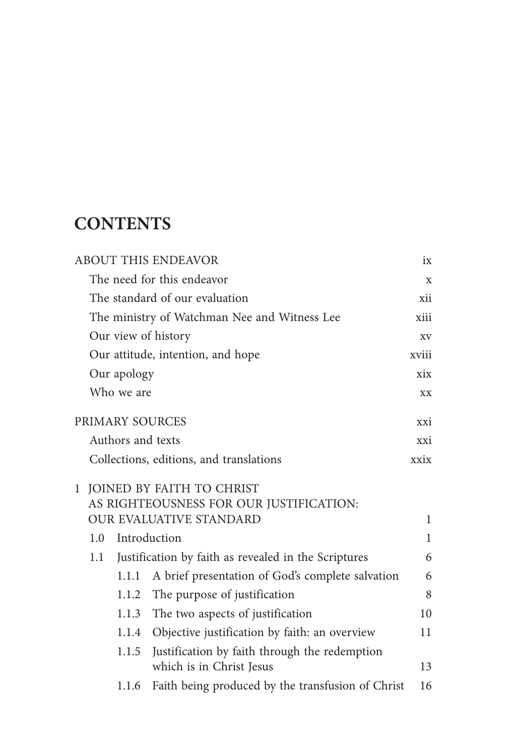# CONTENTS

ABOUT THIS ENDEAVOR ix
- The need for this endeavor x
- The standard of our evaluation xii
- The ministry of Watchman Nee and Witness Lee xiii
- Our view of history xv
- Our attitude, intention, and hope xviii
- Our apology xix
- Who we are xx

PRIMARY SOURCES xxi
- Authors and texts xxi
- Collections, editions, and translations xxix

1 JOINED BY FAITH TO CHRIST AS RIGHTEOUSNESS FOR OUR JUSTIFICATION: OUR EVALUATIVE STANDARD 1
- 1.0 Introduction 1
- 1.1 Justification by faith as revealed in the Scriptures 6
  - 1.1.1 A brief presentation of God's complete salvation 6
  - 1.1.2 The purpose of justification 8
  - 1.1.3 The two aspects of justification 10
  - 1.1.4 Objective justification by faith: an overview 11
  - 1.1.5 Justification by faith through the redemption which is in Christ Jesus 13
  - 1.1.6 Faith being produced by the transfusion of Christ 16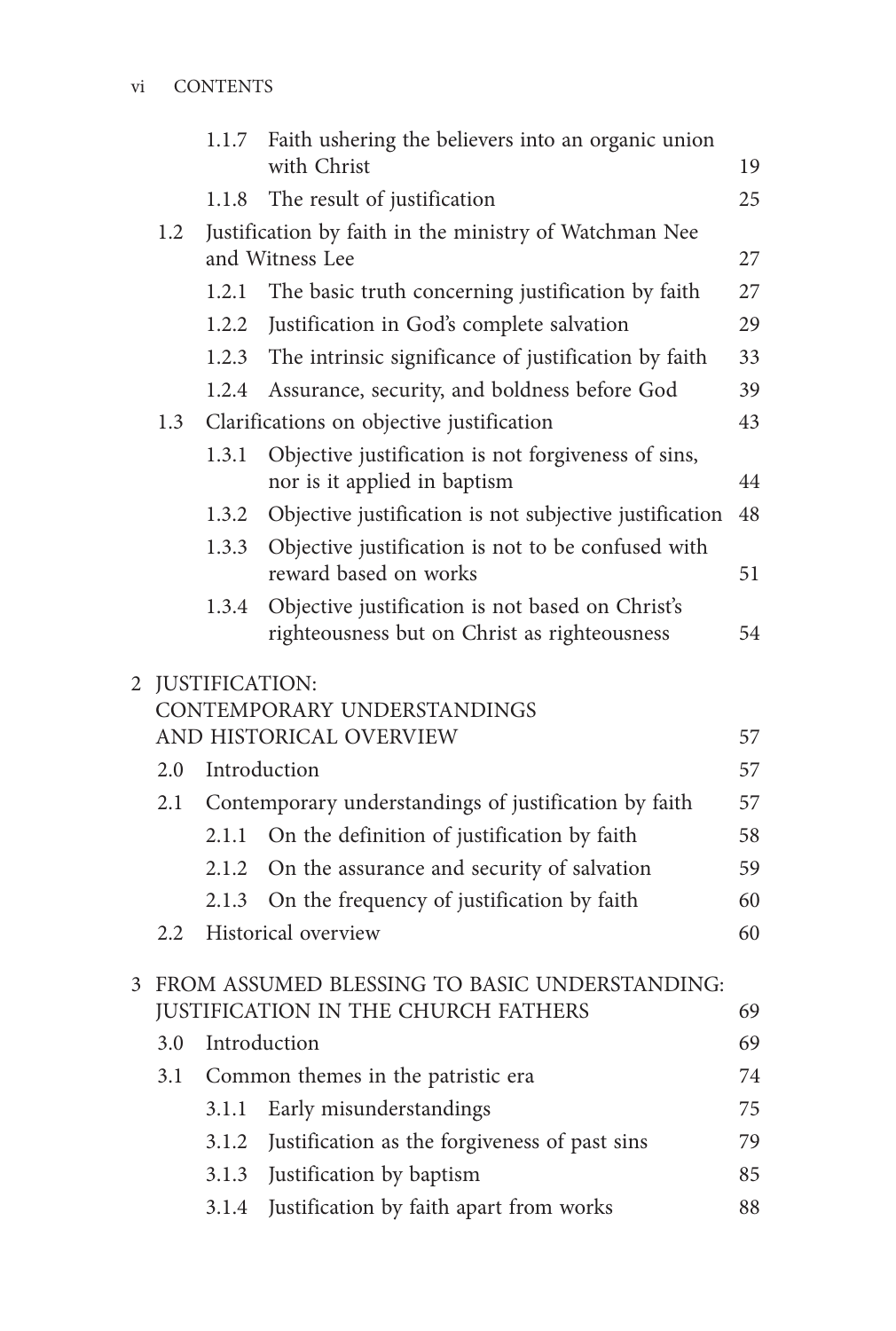| | | |
|---|---|---|
| 1.1.7 | Faith ushering the believers into an organic union with Christ | 19 |
| 1.1.8 | The result of justification | 25 |
| 1.2 | Justification by faith in the ministry of Watchman Nee and Witness Lee | 27 |
| 1.2.1 | The basic truth concerning justification by faith | 27 |
| 1.2.2 | Justification in God's complete salvation | 29 |
| 1.2.3 | The intrinsic significance of justification by faith | 33 |
| 1.2.4 | Assurance, security, and boldness before God | 39 |
| 1.3 | Clarifications on objective justification | 43 |
| 1.3.1 | Objective justification is not forgiveness of sins, nor is it applied in baptism | 44 |
| 1.3.2 | Objective justification is not subjective justification | 48 |
| 1.3.3 | Objective justification is not to be confused with reward based on works | 51 |
| 1.3.4 | Objective justification is not based on Christ's righteousness but on Christ as righteousness | 54 |
| 2 | JUSTIFICATION: CONTEMPORARY UNDERSTANDINGS AND HISTORICAL OVERVIEW | 57 |
| 2.0 | Introduction | 57 |
| 2.1 | Contemporary understandings of justification by faith | 57 |
| 2.1.1 | On the definition of justification by faith | 58 |
| 2.1.2 | On the assurance and security of salvation | 59 |
| 2.1.3 | On the frequency of justification by faith | 60 |
| 2.2 | Historical overview | 60 |
| 3 | FROM ASSUMED BLESSING TO BASIC UNDERSTANDING: JUSTIFICATION IN THE CHURCH FATHERS | 69 |
| 3.0 | Introduction | 69 |
| 3.1 | Common themes in the patristic era | 74 |
| 3.1.1 | Early misunderstandings | 75 |
| 3.1.2 | Justification as the forgiveness of past sins | 79 |
| 3.1.3 | Justification by baptism | 85 |
| 3.1.4 | Justification by faith apart from works | 88 |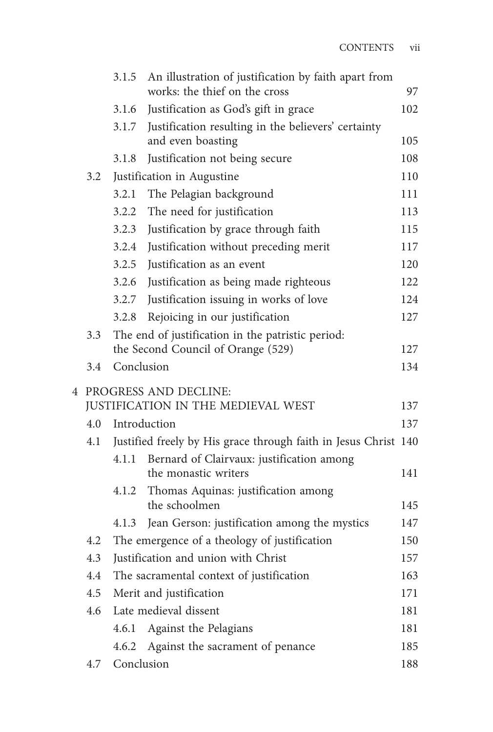| | | | |
|---|---|---|---|
| | 3.1.5 | An illustration of justification by faith apart from works: the thief on the cross | 97 |
| | 3.1.6 | Justification as God's gift in grace | 102 |
| | 3.1.7 | Justification resulting in the believers' certainty and even boasting | 105 |
| | 3.1.8 | Justification not being secure | 108 |
| 3.2 | Justification in Augustine | | 110 |
| | 3.2.1 | The Pelagian background | 111 |
| | 3.2.2 | The need for justification | 113 |
| | 3.2.3 | Justification by grace through faith | 115 |
| | 3.2.4 | Justification without preceding merit | 117 |
| | 3.2.5 | Justification as an event | 120 |
| | 3.2.6 | Justification as being made righteous | 122 |
| | 3.2.7 | Justification issuing in works of love | 124 |
| | 3.2.8 | Rejoicing in our justification | 127 |
| 3.3 | The end of justification in the patristic period: the Second Council of Orange (529) | | 127 |
| 3.4 | Conclusion | | 134 |

4 PROGRESS AND DECLINE: JUSTIFICATION IN THE MEDIEVAL WEST — 137

| | | | |
|---|---|---|---|
| 4.0 | Introduction | | 137 |
| 4.1 | Justified freely by His grace through faith in Jesus Christ | | 140 |
| | 4.1.1 | Bernard of Clairvaux: justification among the monastic writers | 141 |
| | 4.1.2 | Thomas Aquinas: justification among the schoolmen | 145 |
| | 4.1.3 | Jean Gerson: justification among the mystics | 147 |
| 4.2 | The emergence of a theology of justification | | 150 |
| 4.3 | Justification and union with Christ | | 157 |
| 4.4 | The sacramental context of justification | | 163 |
| 4.5 | Merit and justification | | 171 |
| 4.6 | Late medieval dissent | | 181 |
| | 4.6.1 | Against the Pelagians | 181 |
| | 4.6.2 | Against the sacrament of penance | 185 |
| 4.7 | Conclusion | | 188 |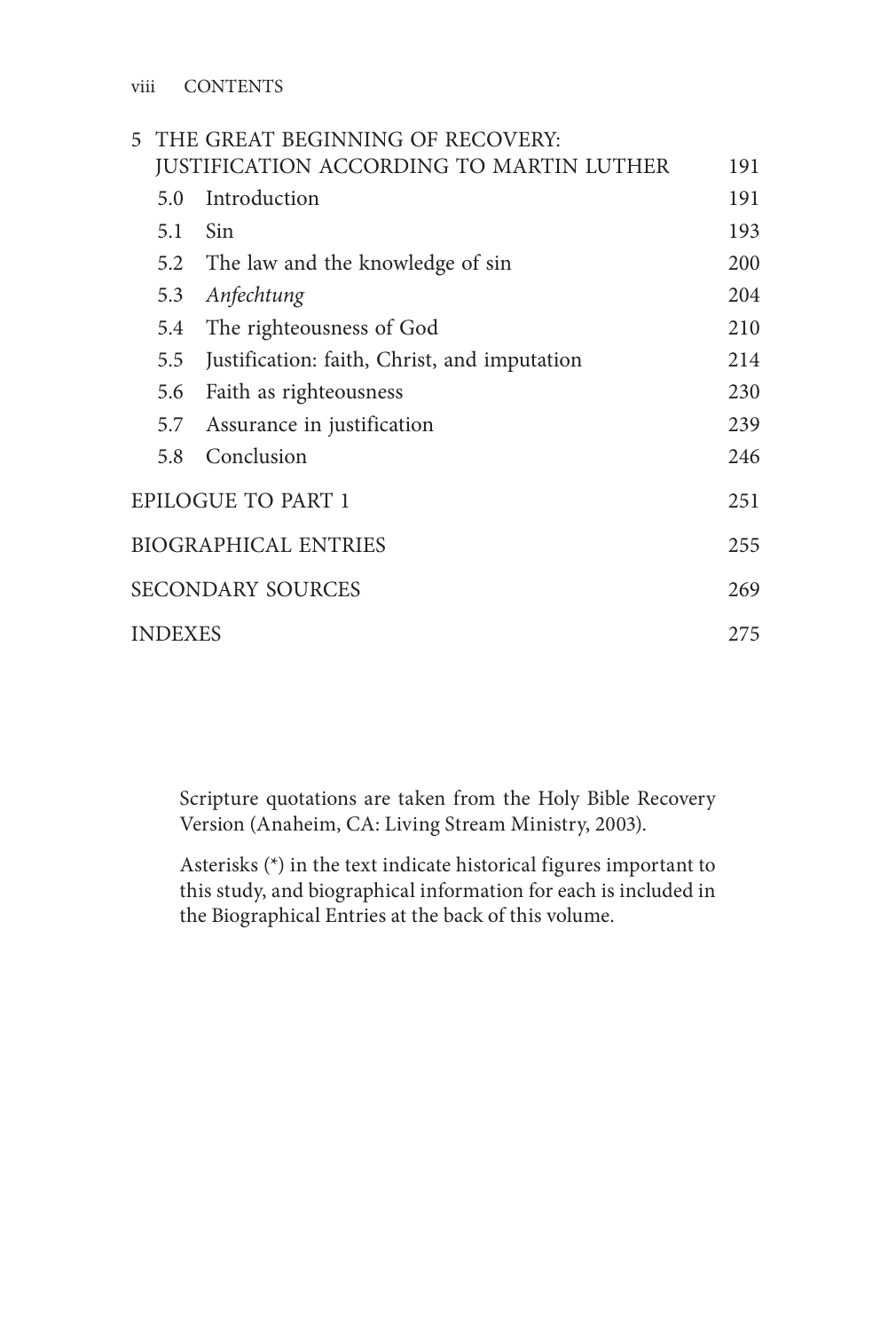5 THE GREAT BEGINNING OF RECOVERY: JUSTIFICATION ACCORDING TO MARTIN LUTHER 191

5.0 Introduction 191

5.1 Sin 193

5.2 The law and the knowledge of sin 200

5.3 *Anfechtung* 204

5.4 The righteousness of God 210

5.5 Justification: faith, Christ, and imputation 214

5.6 Faith as righteousness 230

5.7 Assurance in justification 239

5.8 Conclusion 246

EPILOGUE TO PART 1 251

BIOGRAPHICAL ENTRIES 255

SECONDARY SOURCES 269

INDEXES 275

Scripture quotations are taken from the Holy Bible Recovery Version (Anaheim, CA: Living Stream Ministry, 2003).

Asterisks (*) in the text indicate historical figures important to this study, and biographical information for each is included in the Biographical Entries at the back of this volume.